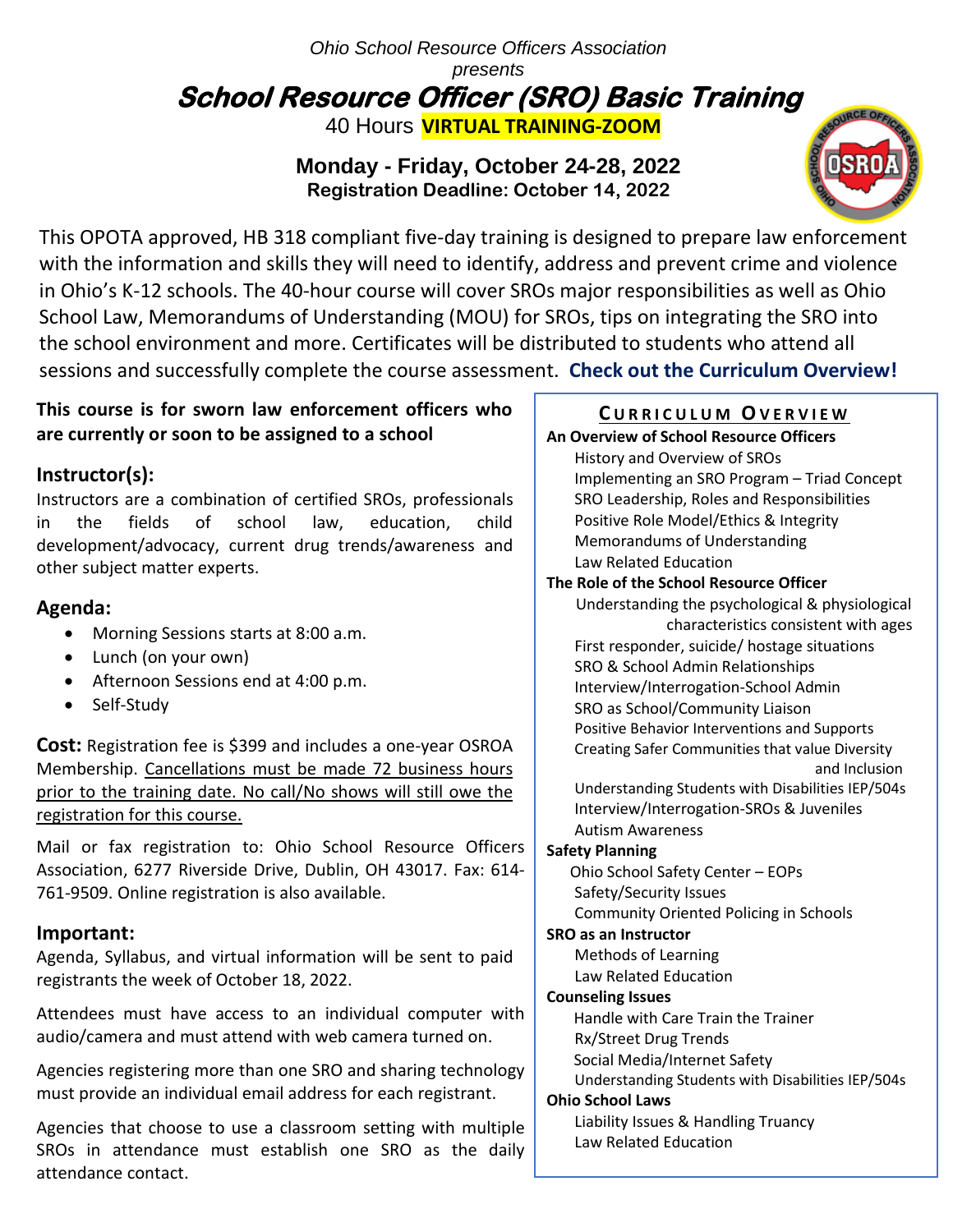*Ohio School Resource Officers Association*
*presents*

# School Resource Officer (SRO) Basic Training

40 Hours **VIRTUAL TRAINING-ZOOM**

**Monday - Friday, October 24-28, 2022**
**Registration Deadline: October 14, 2022**

This OPOTA approved, HB 318 compliant five-day training is designed to prepare law enforcement with the information and skills they will need to identify, address and prevent crime and violence in Ohio's K-12 schools. The 40-hour course will cover SROs major responsibilities as well as Ohio School Law, Memorandums of Understanding (MOU) for SROs, tips on integrating the SRO into the school environment and more. Certificates will be distributed to students who attend all sessions and successfully complete the course assessment. **Check out the Curriculum Overview!**

**This course is for sworn law enforcement officers who are currently or soon to be assigned to a school**

## Instructor(s):

Instructors are a combination of certified SROs, professionals in the fields of school law, education, child development/advocacy, current drug trends/awareness and other subject matter experts.

## Agenda:

- Morning Sessions starts at 8:00 a.m.
- Lunch (on your own)
- Afternoon Sessions end at 4:00 p.m.
- Self-Study

**Cost:** Registration fee is $399 and includes a one-year OSROA Membership. Cancellations must be made 72 business hours prior to the training date. No call/No shows will still owe the registration for this course.

Mail or fax registration to: Ohio School Resource Officers Association, 6277 Riverside Drive, Dublin, OH 43017. Fax: 614-761-9509. Online registration is also available.

## Important:

Agenda, Syllabus, and virtual information will be sent to paid registrants the week of October 18, 2022.

Attendees must have access to an individual computer with audio/camera and must attend with web camera turned on.

Agencies registering more than one SRO and sharing technology must provide an individual email address for each registrant.

Agencies that choose to use a classroom setting with multiple SROs in attendance must establish one SRO as the daily attendance contact.

## CURRICULUM OVERVIEW

**An Overview of School Resource Officers**
- History and Overview of SROs
- Implementing an SRO Program – Triad Concept
- SRO Leadership, Roles and Responsibilities
- Positive Role Model/Ethics & Integrity
- Memorandums of Understanding
- Law Related Education

**The Role of the School Resource Officer**
- Understanding the psychological & physiological characteristics consistent with ages
- First responder, suicide/ hostage situations
- SRO & School Admin Relationships
- Interview/Interrogation-School Admin
- SRO as School/Community Liaison
- Positive Behavior Interventions and Supports
- Creating Safer Communities that value Diversity and Inclusion
- Understanding Students with Disabilities IEP/504s
- Interview/Interrogation-SROs & Juveniles
- Autism Awareness

**Safety Planning**
- Ohio School Safety Center – EOPs
- Safety/Security Issues
- Community Oriented Policing in Schools

**SRO as an Instructor**
- Methods of Learning
- Law Related Education

**Counseling Issues**
- Handle with Care Train the Trainer
- Rx/Street Drug Trends
- Social Media/Internet Safety
- Understanding Students with Disabilities IEP/504s

**Ohio School Laws**
- Liability Issues & Handling Truancy
- Law Related Education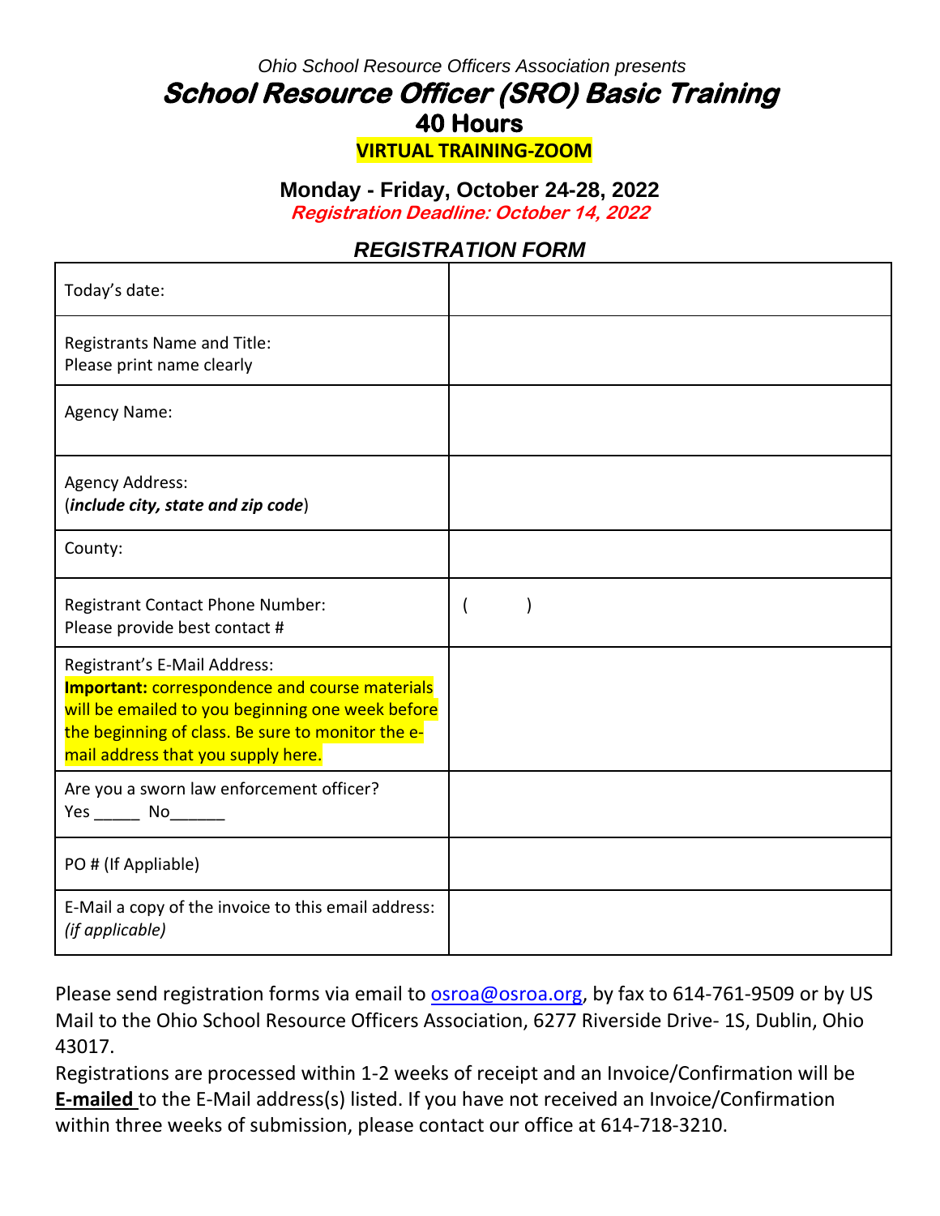*Ohio School Resource Officers Association presents*

# School Resource Officer (SRO) Basic Training

## 40 Hours

**VIRTUAL TRAINING-ZOOM**

**Monday - Friday, October 24-28, 2022**

***Registration Deadline: October 14, 2022***

## *REGISTRATION FORM*

| | |
|---|---|
| Today's date: | |
| Registrants Name and Title:<br>Please print name clearly | |
| Agency Name: | |
| Agency Address:<br>(***include city, state and zip code***) | |
| County: | |
| Registrant Contact Phone Number:<br>Please provide best contact # | (          ) |
| Registrant's E-Mail Address:<br>**Important:** correspondence and course materials will be emailed to you beginning one week before the beginning of class. Be sure to monitor the e-mail address that you supply here. | |
| Are you a sworn law enforcement officer?<br>Yes _____ No______ | |
| PO # (If Appliable) | |
| E-Mail a copy of the invoice to this email address:<br>*(if applicable)* | |

Please send registration forms via email to osroa@osroa.org, by fax to 614-761-9509 or by US Mail to the Ohio School Resource Officers Association, 6277 Riverside Drive- 1S, Dublin, Ohio 43017.

Registrations are processed within 1-2 weeks of receipt and an Invoice/Confirmation will be **E-mailed** to the E-Mail address(s) listed. If you have not received an Invoice/Confirmation within three weeks of submission, please contact our office at 614-718-3210.